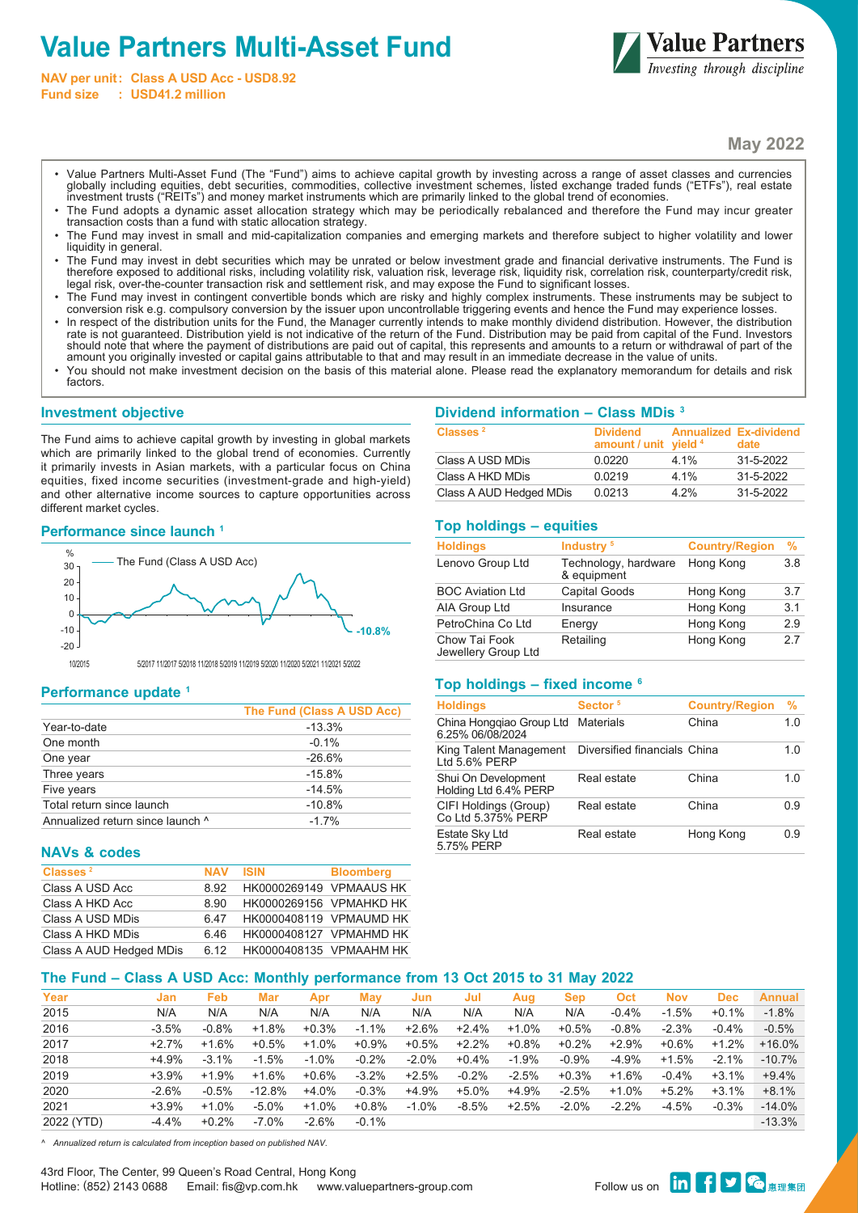# Value Partners Multi-Asset Fund

**NAV per unit: Class A USD Acc - USD8.92**
**Fund size : USD41.2 million**

Value Partners
*Investing through discipline*

**May 2022**

- Value Partners Multi-Asset Fund (The "Fund") aims to achieve capital growth by investing across a range of asset classes and currencies globally including equities, debt securities, commodities, collective investment schemes, listed exchange traded funds ("ETFs"), real estate investment trusts ("REITs") and money market instruments which are primarily linked to the global trend of economies.
- The Fund adopts a dynamic asset allocation strategy which may be periodically rebalanced and therefore the Fund may incur greater transaction costs than a fund with static allocation strategy.
- The Fund may invest in small and mid-capitalization companies and emerging markets and therefore subject to higher volatility and lower liquidity in general.
- The Fund may invest in debt securities which may be unrated or below investment grade and financial derivative instruments. The Fund is therefore exposed to additional risks, including volatility risk, valuation risk, leverage risk, liquidity risk, correlation risk, counterparty/credit risk, legal risk, over-the-counter transaction risk and settlement risk, and may expose the Fund to significant losses.
- The Fund may invest in contingent convertible bonds which are risky and highly complex instruments. These instruments may be subject to conversion risk e.g. compulsory conversion by the issuer upon uncontrollable triggering events and hence the Fund may experience losses.
- In respect of the distribution units for the Fund, the Manager currently intends to make monthly dividend distribution. However, the distribution rate is not guaranteed. Distribution yield is not indicative of the return of the Fund. Distribution may be paid from capital of the Fund. Investors should note that where the payment of distributions are paid out of capital, this represents and amounts to a return or withdrawal of part of the amount you originally invested or capital gains attributable to that and may result in an immediate decrease in the value of units.
- You should not make investment decision on the basis of this material alone. Please read the explanatory memorandum for details and risk factors.

## Investment objective

The Fund aims to achieve capital growth by investing in global markets which are primarily linked to the global trend of economies. Currently it primarily invests in Asian markets, with a particular focus on China equities, fixed income securities (investment-grade and high-yield) and other alternative income sources to capture opportunities across different market cycles.

## Performance since launch [1]

The Fund (Class A USD Acc): -10.8%

## Performance update [1]

| | The Fund (Class A USD Acc) |
|---|---|
| Year-to-date | -13.3% |
| One month | -0.1% |
| One year | -26.6% |
| Three years | -15.8% |
| Five years | -14.5% |
| Total return since launch | -10.8% |
| Annualized return since launch ^ | -1.7% |

## NAVs & codes

| Classes [2] | NAV | ISIN | Bloomberg |
|---|---|---|---|
| Class A USD Acc | 8.92 | HK0000269149 | VPMAAUS HK |
| Class A HKD Acc | 8.90 | HK0000269156 | VPMAHKD HK |
| Class A USD MDis | 6.47 | HK0000408119 | VPMAUMD HK |
| Class A HKD MDis | 6.46 | HK0000408127 | VPMAHMD HK |
| Class A AUD Hedged MDis | 6.12 | HK0000408135 | VPMAAHM HK |

## Dividend information – Class MDis [3]

| Classes [2] | Dividend amount / unit | Annualized yield [4] | Ex-dividend date |
|---|---|---|---|
| Class A USD MDis | 0.0220 | 4.1% | 31-5-2022 |
| Class A HKD MDis | 0.0219 | 4.1% | 31-5-2022 |
| Class A AUD Hedged MDis | 0.0213 | 4.2% | 31-5-2022 |

## Top holdings – equities

| Holdings | Industry [5] | Country/Region | % |
|---|---|---|---|
| Lenovo Group Ltd | Technology, hardware & equipment | Hong Kong | 3.8 |
| BOC Aviation Ltd | Capital Goods | Hong Kong | 3.7 |
| AIA Group Ltd | Insurance | Hong Kong | 3.1 |
| PetroChina Co Ltd | Energy | Hong Kong | 2.9 |
| Chow Tai Fook Jewellery Group Ltd | Retailing | Hong Kong | 2.7 |

## Top holdings – fixed income [6]

| Holdings | Sector [5] | Country/Region | % |
|---|---|---|---|
| China Hongqiao Group Ltd 6.25% 06/08/2024 | Materials | China | 1.0 |
| King Talent Management Ltd 5.6% PERP | Diversified financials | China | 1.0 |
| Shui On Development Holding Ltd 6.4% PERP | Real estate | China | 1.0 |
| CIFI Holdings (Group) Co Ltd 5.375% PERP | Real estate | China | 0.9 |
| Estate Sky Ltd 5.75% PERP | Real estate | Hong Kong | 0.9 |

## The Fund – Class A USD Acc: Monthly performance from 13 Oct 2015 to 31 May 2022

| Year | Jan | Feb | Mar | Apr | May | Jun | Jul | Aug | Sep | Oct | Nov | Dec | Annual |
|---|---|---|---|---|---|---|---|---|---|---|---|---|---|
| 2015 | N/A | N/A | N/A | N/A | N/A | N/A | N/A | N/A | N/A | -0.4% | -1.5% | +0.1% | -1.8% |
| 2016 | -3.5% | -0.8% | +1.8% | +0.3% | -1.1% | +2.6% | +2.4% | +1.0% | +0.5% | -0.8% | -2.3% | -0.4% | -0.5% |
| 2017 | +2.7% | +1.6% | +0.5% | +1.0% | +0.9% | +0.5% | +2.2% | +0.8% | +0.2% | +2.9% | +0.6% | +1.2% | +16.0% |
| 2018 | +4.9% | -3.1% | -1.5% | -1.0% | -0.2% | -2.0% | +0.4% | -1.9% | -0.9% | -4.9% | +1.5% | -2.1% | -10.7% |
| 2019 | +3.9% | +1.9% | +1.6% | +0.6% | -3.2% | +2.5% | -0.2% | -2.5% | +0.3% | +1.6% | -0.4% | +3.1% | +9.4% |
| 2020 | -2.6% | -0.5% | -12.8% | +4.0% | -0.3% | +4.9% | +5.0% | +4.9% | -2.5% | +1.0% | +5.2% | +3.1% | +8.1% |
| 2021 | +3.9% | +1.0% | -5.0% | +1.0% | +0.8% | -1.0% | -8.5% | +2.5% | -2.0% | -2.2% | -4.5% | -0.3% | -14.0% |
| 2022 (YTD) | -4.4% | +0.2% | -7.0% | -2.6% | -0.1% | | | | | | | | -13.3% |

*^ Annualized return is calculated from inception based on published NAV.*

43rd Floor, The Center, 99 Queen's Road Central, Hong Kong
Hotline: (852) 2143 0688 Email: fis@vp.com.hk www.valuepartners-group.com

Follow us on 惠理集團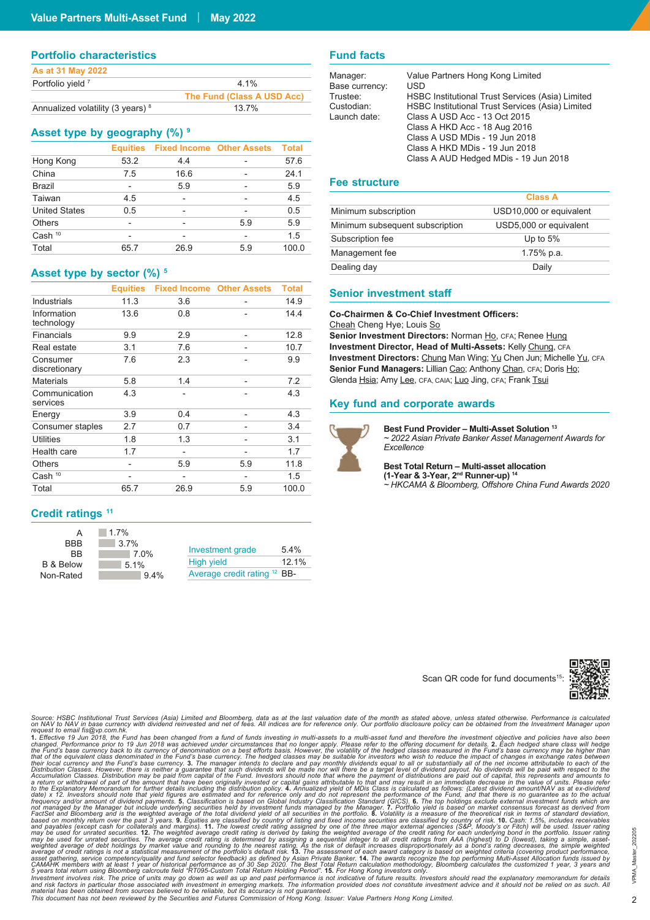## Portfolio characteristics

| As at 31 May 2022 | |
|---|---|
| Portfolio yield [7] | 4.1% |
| | The Fund (Class A USD Acc) |
| Annualized volatility (3 years) [8] | 13.7% |

## Asset type by geography (%) [9]

| | Equities | Fixed Income | Other Assets | Total |
|---|---|---|---|---|
| Hong Kong | 53.2 | 4.4 | - | 57.6 |
| China | 7.5 | 16.6 | - | 24.1 |
| Brazil | - | 5.9 | - | 5.9 |
| Taiwan | 4.5 | - | - | 4.5 |
| United States | 0.5 | - | - | 0.5 |
| Others | - | - | 5.9 | 5.9 |
| Cash [10] | - | - | - | 1.5 |
| Total | 65.7 | 26.9 | 5.9 | 100.0 |

## Asset type by sector (%) [5]

| | Equities | Fixed Income | Other Assets | Total |
|---|---|---|---|---|
| Industrials | 11.3 | 3.6 | - | 14.9 |
| Information technology | 13.6 | 0.8 | - | 14.4 |
| Financials | 9.9 | 2.9 | - | 12.8 |
| Real estate | 3.1 | 7.6 | - | 10.7 |
| Consumer discretionary | 7.6 | 2.3 | - | 9.9 |
| Materials | 5.8 | 1.4 | - | 7.2 |
| Communication services | 4.3 | - | - | 4.3 |
| Energy | 3.9 | 0.4 | - | 4.3 |
| Consumer staples | 2.7 | 0.7 | - | 3.4 |
| Utilities | 1.8 | 1.3 | - | 3.1 |
| Health care | 1.7 | - | - | 1.7 |
| Others | - | 5.9 | 5.9 | 11.8 |
| Cash [10] | - | - | - | 1.5 |
| Total | 65.7 | 26.9 | 5.9 | 100.0 |

## Credit ratings [11]

A 1.7%
BBB 3.7%
BB 7.0%
B & Below 5.1%
Non-Rated 9.4%

| | |
|---|---|
| Investment grade | 5.4% |
| High yield | 12.1% |
| Average credit rating [12] | BB- |

## Fund facts

| | |
|---|---|
| Manager: | Value Partners Hong Kong Limited |
| Base currency: | USD |
| Trustee: | HSBC Institutional Trust Services (Asia) Limited |
| Custodian: | HSBC Institutional Trust Services (Asia) Limited |
| Launch date: | Class A USD Acc - 13 Oct 2015<br>Class A HKD Acc - 18 Aug 2016<br>Class A USD MDis - 19 Jun 2018<br>Class A HKD MDis - 19 Jun 2018<br>Class A AUD Hedged MDis - 19 Jun 2018 |

## Fee structure

| | Class A |
|---|---|
| Minimum subscription | USD10,000 or equivalent |
| Minimum subsequent subscription | USD5,000 or equivalent |
| Subscription fee | Up to 5% |
| Management fee | 1.75% p.a. |
| Dealing day | Daily |

## Senior investment staff

**Co-Chairmen & Co-Chief Investment Officers:** Cheah Cheng Hye; Louis So
**Senior Investment Directors:** Norman Ho, CFA; Renee Hung
**Investment Director, Head of Multi-Assets:** Kelly Chung, CFA
**Investment Directors:** Chung Man Wing; Yu Chen Jun; Michelle Yu, CFA
**Senior Fund Managers:** Lillian Cao; Anthony Chan, CFA; Doris Ho; Glenda Hsia; Amy Lee, CFA, CAIA; Luo Jing, CFA; Frank Tsui

## Key fund and corporate awards

**Best Fund Provider – Multi-Asset Solution** [13]
*~ 2022 Asian Private Banker Asset Management Awards for Excellence*

**Best Total Return – Multi-asset allocation (1-Year & 3-Year, 2nd Runner-up)** [14]
*~ HKCAMA & Bloomberg, Offshore China Fund Awards 2020*

Scan QR code for fund documents[15]:

*Source: HSBC Institutional Trust Services (Asia) Limited and Bloomberg, data as at the last valuation date of the month as stated above, unless stated otherwise. Performance is calculated on NAV to NAV in base currency with dividend reinvested and net of fees. All indices are for reference only. Our portfolio disclosure policy can be obtained from the Investment Manager upon request to email fis@vp.com.hk.*
*1. Effective 19 Jun 2018, the Fund has been changed from a fund of funds investing in multi-assets to a multi-asset fund and therefore the investment objective and policies have also been changed. Performance prior to 19 Jun 2018 was achieved under circumstances that no longer apply. Please refer to the offering document for details. 2. Each hedged share class will hedge the Fund's base currency back to its currency of denomination on a best efforts basis. However, the volatility of the hedged classes measured in the Fund's base currency may be higher than that of the equivalent class denominated in the Fund's base currency. The hedged classes may be suitable for investors who wish to reduce the impact of changes in exchange rates between their local currency and the Fund's base currency. 3. The manager intends to declare and pay monthly dividends equal to all or substantially all of the net income attributable to each of the Distribution Classes. However, there is neither a guarantee that such dividends will be made nor will there be a target level of dividend payout. No dividends will be paid with respect to the Accumulation Classes. Distribution may be paid from capital of the Fund. Investors should note that where the payment of distributions are paid out of capital, this represents and amounts to a return or withdrawal of part of the amount that have been originally invested or capital gains attributable to that and may result in an immediate decrease in the value of units. Please refer to the Explanatory Memorandum for further details including the distribution policy. 4. Annualized yield of MDis Class is calculated as follows: (Latest dividend amount/NAV as at ex-dividend date) x 12. Investors should note that yield figures are estimated and for reference only and do not represent the performance of the Fund, and that there is no guarantee as to the actual frequency and/or amount of dividend payments. 5. Classification is based on Global Industry Classification Standard (GICS). 6. The top holdings exclude external investment funds which are not managed by the Manager but include underlying securities held by investment funds managed by the Manager. 7. Portfolio yield is based on market consensus forecast as derived from FactSet and Bloomberg and is the weighted average of the total dividend yield of all securities in the portfolio. 8. Volatility is a measure of the theoretical risk in terms of standard deviation, based on monthly return over the past 3 years. 9. Equities are classified by country of listing and fixed income securities are classified by country of risk. 10. Cash: 1.5%, includes receivables and payables (except cash for collaterals and margins). 11. The lowest credit rating assigned by one of the three major external agencies (S&P, Moody's or Fitch) will be used. Issuer rating may be used for unrated securities. 12. The weighted average credit rating is derived by taking the weighted average of the credit rating for each underlying bond in the portfolio. Issuer rating may be used for unrated securities. The average credit rating is determined by assigning a sequential integer to all credit ratings from AAA (highest) to D (lowest), taking a simple, asset-weighted average of debt holdings by market value and rounding to the nearest rating. As the risk of default increases disproportionately as a bond's rating decreases, the simple weighted average of credit ratings is not a statistical measurement of the portfolio's default risk. 13. The assessment of each award category is based on weighted criteria (covering product performance, asset gathering, service competency/quality and fund selector feedback) as defined by Asian Private Banker. 14. The awards recognize the top performing Multi-Asset Allocation funds issued by CAMAHK members with at least 1 year of historical performance as of 30 Sep 2020. The Best Total Return calculation methodology, Bloomberg calculates the customized 1 year, 3 years and 5 years total return using Bloomberg calcroute field "RT095-Custom Total Return Holding Period". 15. For Hong Kong investors only.*
*Investment involves risk. The price of units may go down as well as up and past performance is not indicative of future results. Investors should read the explanatory memorandum for details and risk factors in particular those associated with investment in emerging markets. The information provided does not constitute investment advice and it should not be relied on as such. All material has been obtained from sources believed to be reliable, but its accuracy is not guaranteed.*
*This document has not been reviewed by the Securities and Futures Commission of Hong Kong. Issuer: Value Partners Hong Kong Limited.*